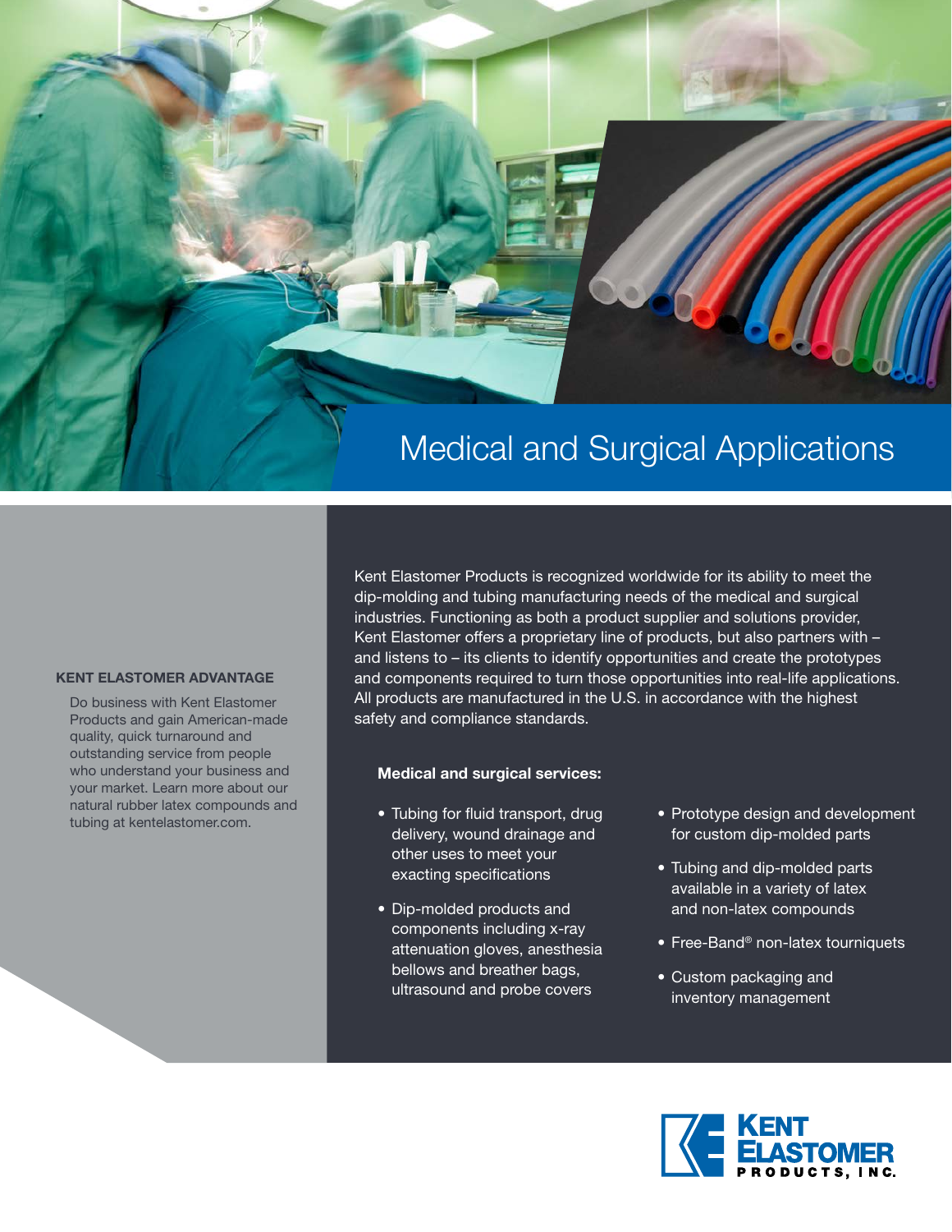# Medical and Surgical Applications

Kent Elastomer Products is recognized worldwide for its ability to meet the dip-molding and tubing manufacturing needs of the medical and surgical industries. Functioning as both a product supplier and solutions provider, Kent Elastomer offers a proprietary line of products, but also partners with – and listens to – its clients to identify opportunities and create the prototypes and components required to turn those opportunities into real-life applications. All products are manufactured in the U.S. in accordance with the highest safety and compliance standards.

**Medical and surgical services:**

- Tubing for fluid transport, drug delivery, wound drainage and other uses to meet your exacting specifications
- Dip-molded products and components including x-ray attenuation gloves, anesthesia bellows and breather bags, ultrasound and probe covers
- Prototype design and development for custom dip-molded parts
- Tubing and dip-molded parts available in a variety of latex and non-latex compounds
- Free-Band® non-latex tourniquets
- Custom packaging and inventory management

### KENT ELASTOMER ADVANTAGE

Do business with Kent Elastomer Products and gain American-made quality, quick turnaround and outstanding service from people who understand your business and your market. Learn more about our natural rubber latex compounds and tubing at kentelastomer.com.

KENT ELASTOMER PRODUCTS, INC.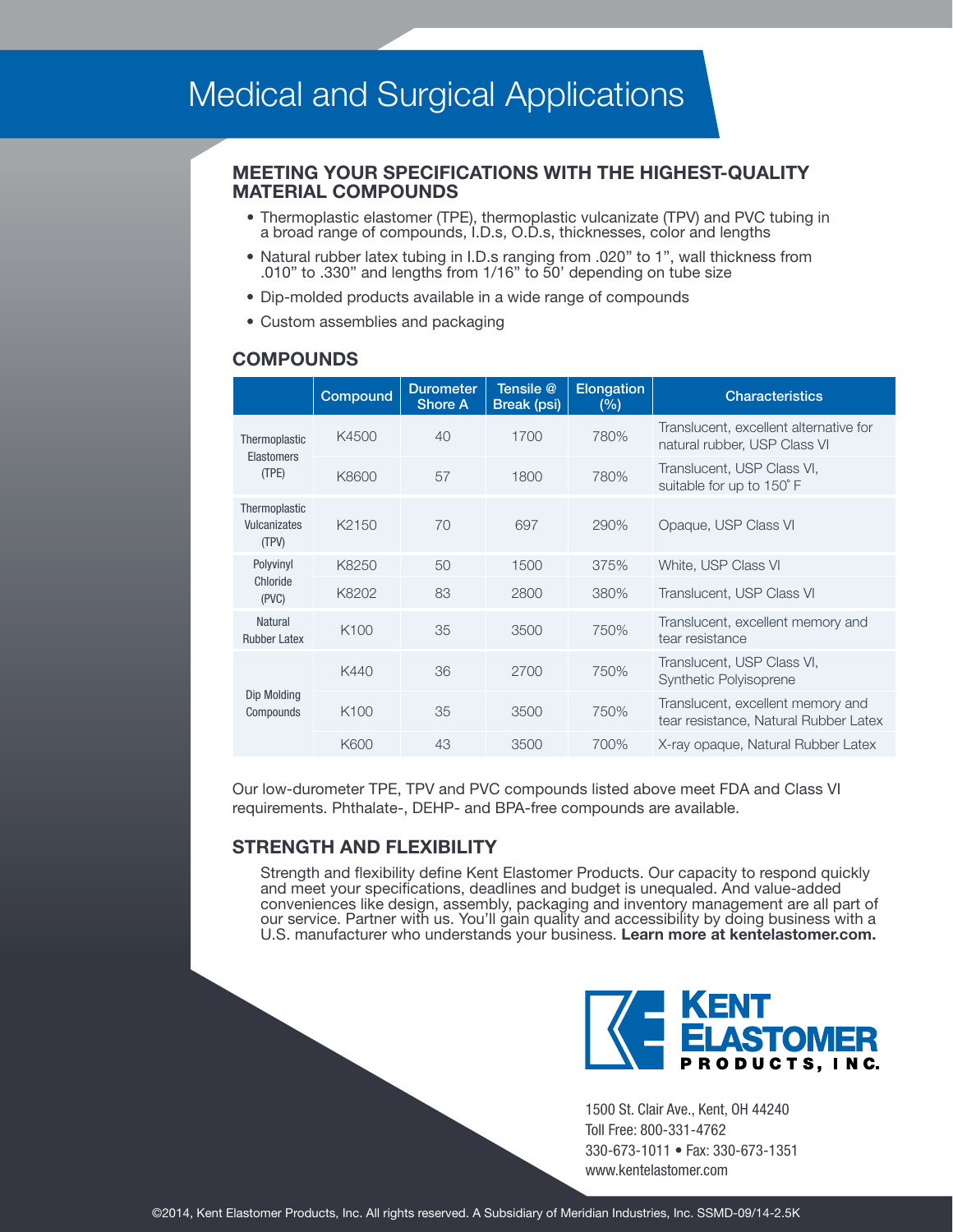# Medical and Surgical Applications

## MEETING YOUR SPECIFICATIONS WITH THE HIGHEST-QUALITY MATERIAL COMPOUNDS

- Thermoplastic elastomer (TPE), thermoplastic vulcanizate (TPV) and PVC tubing in a broad range of compounds, I.D.s, O.D.s, thicknesses, color and lengths
- Natural rubber latex tubing in I.D.s ranging from .020" to 1", wall thickness from .010" to .330" and lengths from 1/16" to 50' depending on tube size
- Dip-molded products available in a wide range of compounds
- Custom assemblies and packaging

## COMPOUNDS

| | Compound | Durometer Shore A | Tensile @ Break (psi) | Elongation (%) | Characteristics |
|---|---|---|---|---|---|
| Thermoplastic Elastomers (TPE) | K4500 | 40 | 1700 | 780% | Translucent, excellent alternative for natural rubber, USP Class VI |
| | K8600 | 57 | 1800 | 780% | Translucent, USP Class VI, suitable for up to 150˚ F |
| Thermoplastic Vulcanizates (TPV) | K2150 | 70 | 697 | 290% | Opaque, USP Class VI |
| Polyvinyl Chloride (PVC) | K8250 | 50 | 1500 | 375% | White, USP Class VI |
| | K8202 | 83 | 2800 | 380% | Translucent, USP Class VI |
| Natural Rubber Latex | K100 | 35 | 3500 | 750% | Translucent, excellent memory and tear resistance |
| Dip Molding Compounds | K440 | 36 | 2700 | 750% | Translucent, USP Class VI, Synthetic Polyisoprene |
| | K100 | 35 | 3500 | 750% | Translucent, excellent memory and tear resistance, Natural Rubber Latex |
| | K600 | 43 | 3500 | 700% | X-ray opaque, Natural Rubber Latex |

Our low-durometer TPE, TPV and PVC compounds listed above meet FDA and Class VI requirements. Phthalate-, DEHP- and BPA-free compounds are available.

## STRENGTH AND FLEXIBILITY

Strength and flexibility define Kent Elastomer Products. Our capacity to respond quickly and meet your specifications, deadlines and budget is unequaled. And value-added conveniences like design, assembly, packaging and inventory management are all part of our service. Partner with us. You'll gain quality and accessibility by doing business with a U.S. manufacturer who understands your business. **Learn more at kentelastomer.com.**

KENT ELASTOMER PRODUCTS, INC.

1500 St. Clair Ave., Kent, OH 44240
Toll Free: 800-331-4762
330-673-1011 • Fax: 330-673-1351
www.kentelastomer.com

©2014, Kent Elastomer Products, Inc. All rights reserved. A Subsidiary of Meridian Industries, Inc. SSMD-09/14-2.5K